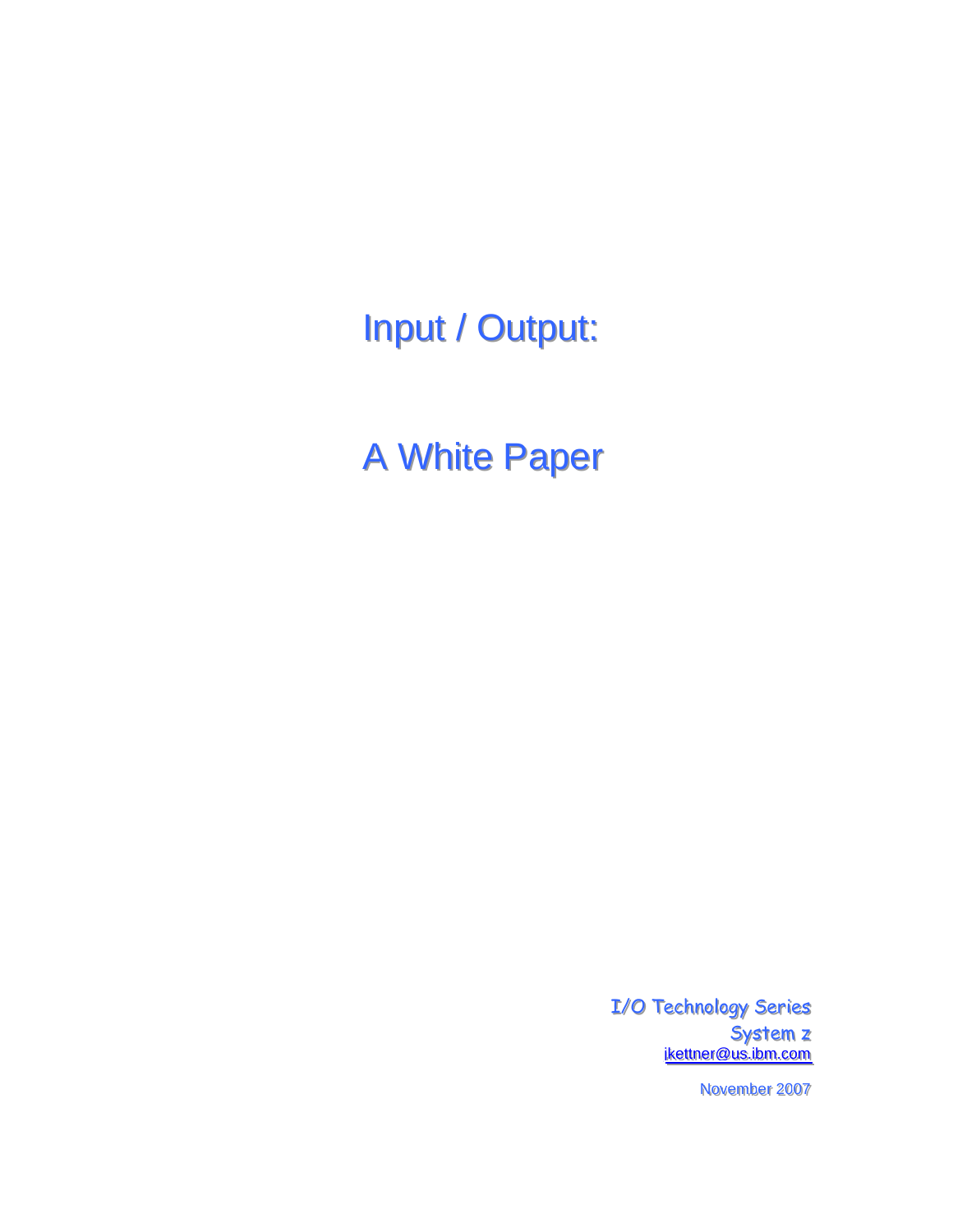# Input / Output:

# A White Paper

I/O Technology Series
System z
jkettner@us.ibm.com

November 2007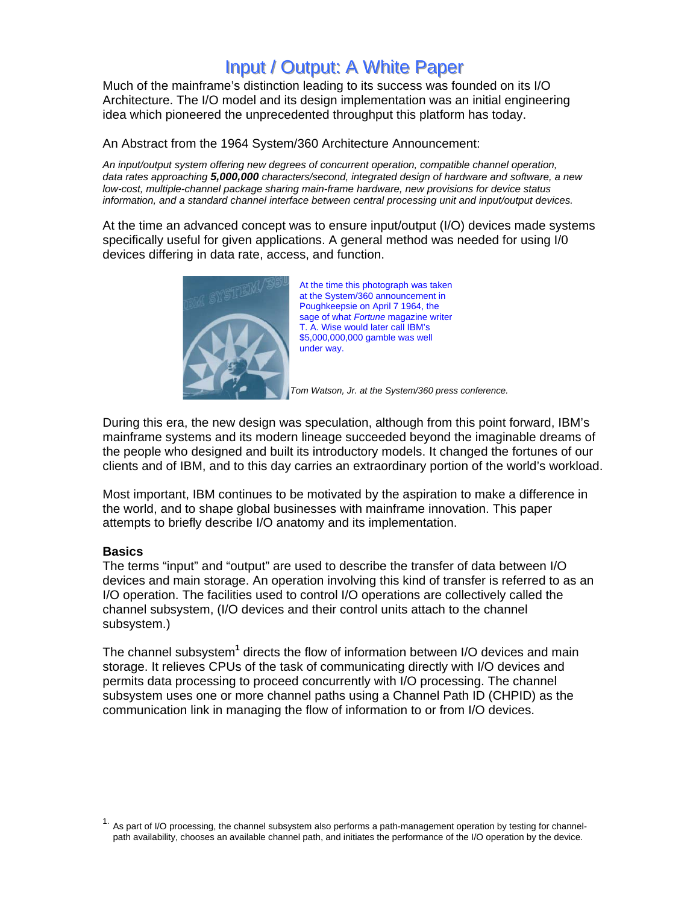# Input / Output: A White Paper

Much of the mainframe's distinction leading to its success was founded on its I/O Architecture. The I/O model and its design implementation was an initial engineering idea which pioneered the unprecedented throughput this platform has today.

An Abstract from the 1964 System/360 Architecture Announcement:

*An input/output system offering new degrees of concurrent operation, compatible channel operation, data rates approaching **5,000,000** characters/second, integrated design of hardware and software, a new low-cost, multiple-channel package sharing main-frame hardware, new provisions for device status information, and a standard channel interface between central processing unit and input/output devices.*

At the time an advanced concept was to ensure input/output (I/O) devices made systems specifically useful for given applications. A general method was needed for using I/0 devices differing in data rate, access, and function.

At the time this photograph was taken at the System/360 announcement in Poughkeepsie on April 7 1964, the sage of what *Fortune* magazine writer T. A. Wise would later call IBM's $5,000,000,000 gamble was well under way.

*Tom Watson, Jr. at the System/360 press conference.*

During this era, the new design was speculation, although from this point forward, IBM's mainframe systems and its modern lineage succeeded beyond the imaginable dreams of the people who designed and built its introductory models. It changed the fortunes of our clients and of IBM, and to this day carries an extraordinary portion of the world's workload.

Most important, IBM continues to be motivated by the aspiration to make a difference in the world, and to shape global businesses with mainframe innovation. This paper attempts to briefly describe I/O anatomy and its implementation.

**Basics**

The terms "input" and "output" are used to describe the transfer of data between I/O devices and main storage. An operation involving this kind of transfer is referred to as an I/O operation. The facilities used to control I/O operations are collectively called the channel subsystem, (I/O devices and their control units attach to the channel subsystem.)

The channel subsystem[1] directs the flow of information between I/O devices and main storage. It relieves CPUs of the task of communicating directly with I/O devices and permits data processing to proceed concurrently with I/O processing. The channel subsystem uses one or more channel paths using a Channel Path ID (CHPID) as the communication link in managing the flow of information to or from I/O devices.

1. As part of I/O processing, the channel subsystem also performs a path-management operation by testing for channel-path availability, chooses an available channel path, and initiates the performance of the I/O operation by the device.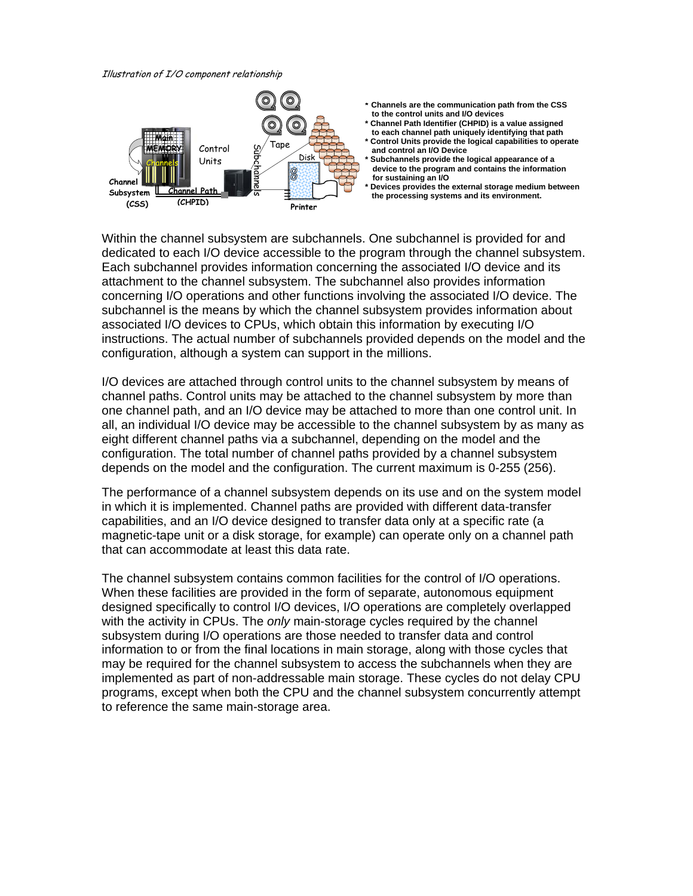*Illustration of I/O component relationship*

Main MEMORY
Channels
Channel Subsystem (CSS)
Channel Path (CHPID)
Control Units
Subchannels
Tape
Disk
Printer

* **Channels are the communication path from the CSS to the control units and I/O devices**
* **Channel Path Identifier (CHPID) is a value assigned to each channel path uniquely identifying that path**
* **Control Units provide the logical capabilities to operate and control an I/O Device**
* **Subchannels provide the logical appearance of a device to the program and contains the information for sustaining an I/O**
* **Devices provides the external storage medium between the processing systems and its environment.**

Within the channel subsystem are subchannels. One subchannel is provided for and dedicated to each I/O device accessible to the program through the channel subsystem. Each subchannel provides information concerning the associated I/O device and its attachment to the channel subsystem. The subchannel also provides information concerning I/O operations and other functions involving the associated I/O device. The subchannel is the means by which the channel subsystem provides information about associated I/O devices to CPUs, which obtain this information by executing I/O instructions. The actual number of subchannels provided depends on the model and the configuration, although a system can support in the millions.

I/O devices are attached through control units to the channel subsystem by means of channel paths. Control units may be attached to the channel subsystem by more than one channel path, and an I/O device may be attached to more than one control unit. In all, an individual I/O device may be accessible to the channel subsystem by as many as eight different channel paths via a subchannel, depending on the model and the configuration. The total number of channel paths provided by a channel subsystem depends on the model and the configuration. The current maximum is 0-255 (256).

The performance of a channel subsystem depends on its use and on the system model in which it is implemented. Channel paths are provided with different data-transfer capabilities, and an I/O device designed to transfer data only at a specific rate (a magnetic-tape unit or a disk storage, for example) can operate only on a channel path that can accommodate at least this data rate.

The channel subsystem contains common facilities for the control of I/O operations. When these facilities are provided in the form of separate, autonomous equipment designed specifically to control I/O devices, I/O operations are completely overlapped with the activity in CPUs. The *only* main-storage cycles required by the channel subsystem during I/O operations are those needed to transfer data and control information to or from the final locations in main storage, along with those cycles that may be required for the channel subsystem to access the subchannels when they are implemented as part of non-addressable main storage. These cycles do not delay CPU programs, except when both the CPU and the channel subsystem concurrently attempt to reference the same main-storage area.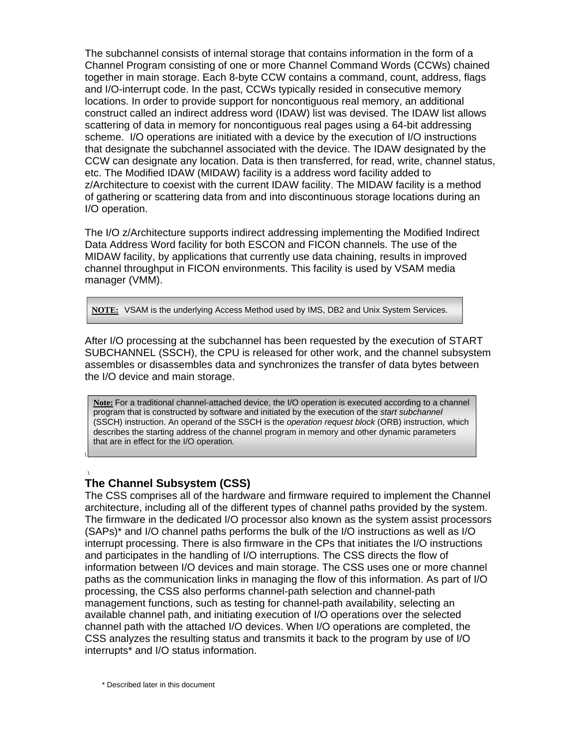The subchannel consists of internal storage that contains information in the form of a Channel Program consisting of one or more Channel Command Words (CCWs) chained together in main storage. Each 8-byte CCW contains a command, count, address, flags and I/O-interrupt code. In the past, CCWs typically resided in consecutive memory locations. In order to provide support for noncontiguous real memory, an additional construct called an indirect address word (IDAW) list was devised. The IDAW list allows scattering of data in memory for noncontiguous real pages using a 64-bit addressing scheme. I/O operations are initiated with a device by the execution of I/O instructions that designate the subchannel associated with the device. The IDAW designated by the CCW can designate any location. Data is then transferred, for read, write, channel status, etc. The Modified IDAW (MIDAW) facility is a address word facility added to z/Architecture to coexist with the current IDAW facility. The MIDAW facility is a method of gathering or scattering data from and into discontinuous storage locations during an I/O operation.

The I/O z/Architecture supports indirect addressing implementing the Modified Indirect Data Address Word facility for both ESCON and FICON channels. The use of the MIDAW facility, by applications that currently use data chaining, results in improved channel throughput in FICON environments. This facility is used by VSAM media manager (VMM).

> **NOTE:** VSAM is the underlying Access Method used by IMS, DB2 and Unix System Services.

After I/O processing at the subchannel has been requested by the execution of START SUBCHANNEL (SSCH), the CPU is released for other work, and the channel subsystem assembles or disassembles data and synchronizes the transfer of data bytes between the I/O device and main storage.

> **Note:** For a traditional channel-attached device, the I/O operation is executed according to a channel program that is constructed by software and initiated by the execution of the *start subchannel* (SSCH) instruction. An operand of the SSCH is the *operation request block* (ORB) instruction, which describes the starting address of the channel program in memory and other dynamic parameters that are in effect for the I/O operation.

## The Channel Subsystem (CSS)

The CSS comprises all of the hardware and firmware required to implement the Channel architecture, including all of the different types of channel paths provided by the system. The firmware in the dedicated I/O processor also known as the system assist processors (SAPs)* and I/O channel paths performs the bulk of the I/O instructions as well as I/O interrupt processing. There is also firmware in the CPs that initiates the I/O instructions and participates in the handling of I/O interruptions. The CSS directs the flow of information between I/O devices and main storage. The CSS uses one or more channel paths as the communication links in managing the flow of this information. As part of I/O processing, the CSS also performs channel-path selection and channel-path management functions, such as testing for channel-path availability, selecting an available channel path, and initiating execution of I/O operations over the selected channel path with the attached I/O devices. When I/O operations are completed, the CSS analyzes the resulting status and transmits it back to the program by use of I/O interrupts* and I/O status information.

\* Described later in this document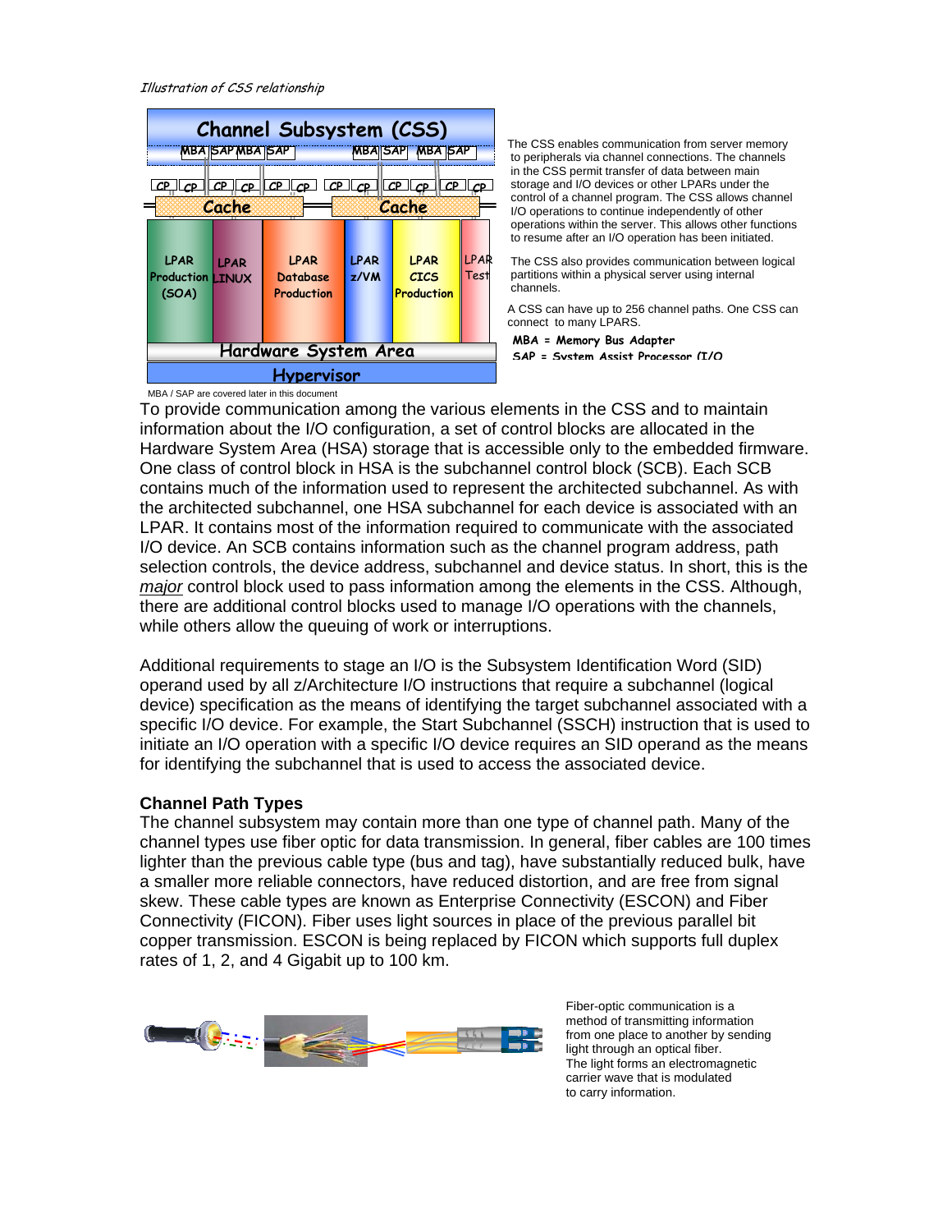*Illustration of CSS relationship*

The CSS enables communication from server memory to peripherals via channel connections. The channels in the CSS permit transfer of data between main storage and I/O devices or other LPARs under the control of a channel program. The CSS allows channel I/O operations to continue independently of other operations within the server. This allows other functions to resume after an I/O operation has been initiated.

The CSS also provides communication between logical partitions within a physical server using internal channels.

A CSS can have up to 256 channel paths. One CSS can connect to many LPARS.

**MBA = Memory Bus Adapter**

**SAP = System Assist Processor (I/O**

MBA / SAP are covered later in this document

To provide communication among the various elements in the CSS and to maintain information about the I/O configuration, a set of control blocks are allocated in the Hardware System Area (HSA) storage that is accessible only to the embedded firmware. One class of control block in HSA is the subchannel control block (SCB). Each SCB contains much of the information used to represent the architected subchannel. As with the architected subchannel, one HSA subchannel for each device is associated with an LPAR. It contains most of the information required to communicate with the associated I/O device. An SCB contains information such as the channel program address, path selection controls, the device address, subchannel and device status. In short, this is the *major* control block used to pass information among the elements in the CSS. Although, there are additional control blocks used to manage I/O operations with the channels, while others allow the queuing of work or interruptions.

Additional requirements to stage an I/O is the Subsystem Identification Word (SID) operand used by all z/Architecture I/O instructions that require a subchannel (logical device) specification as the means of identifying the target subchannel associated with a specific I/O device. For example, the Start Subchannel (SSCH) instruction that is used to initiate an I/O operation with a specific I/O device requires an SID operand as the means for identifying the subchannel that is used to access the associated device.

**Channel Path Types**

The channel subsystem may contain more than one type of channel path. Many of the channel types use fiber optic for data transmission. In general, fiber cables are 100 times lighter than the previous cable type (bus and tag), have substantially reduced bulk, have a smaller more reliable connectors, have reduced distortion, and are free from signal skew. These cable types are known as Enterprise Connectivity (ESCON) and Fiber Connectivity (FICON). Fiber uses light sources in place of the previous parallel bit copper transmission. ESCON is being replaced by FICON which supports full duplex rates of 1, 2, and 4 Gigabit up to 100 km.

Fiber-optic communication is a method of transmitting information from one place to another by sending light through an optical fiber. The light forms an electromagnetic carrier wave that is modulated to carry information.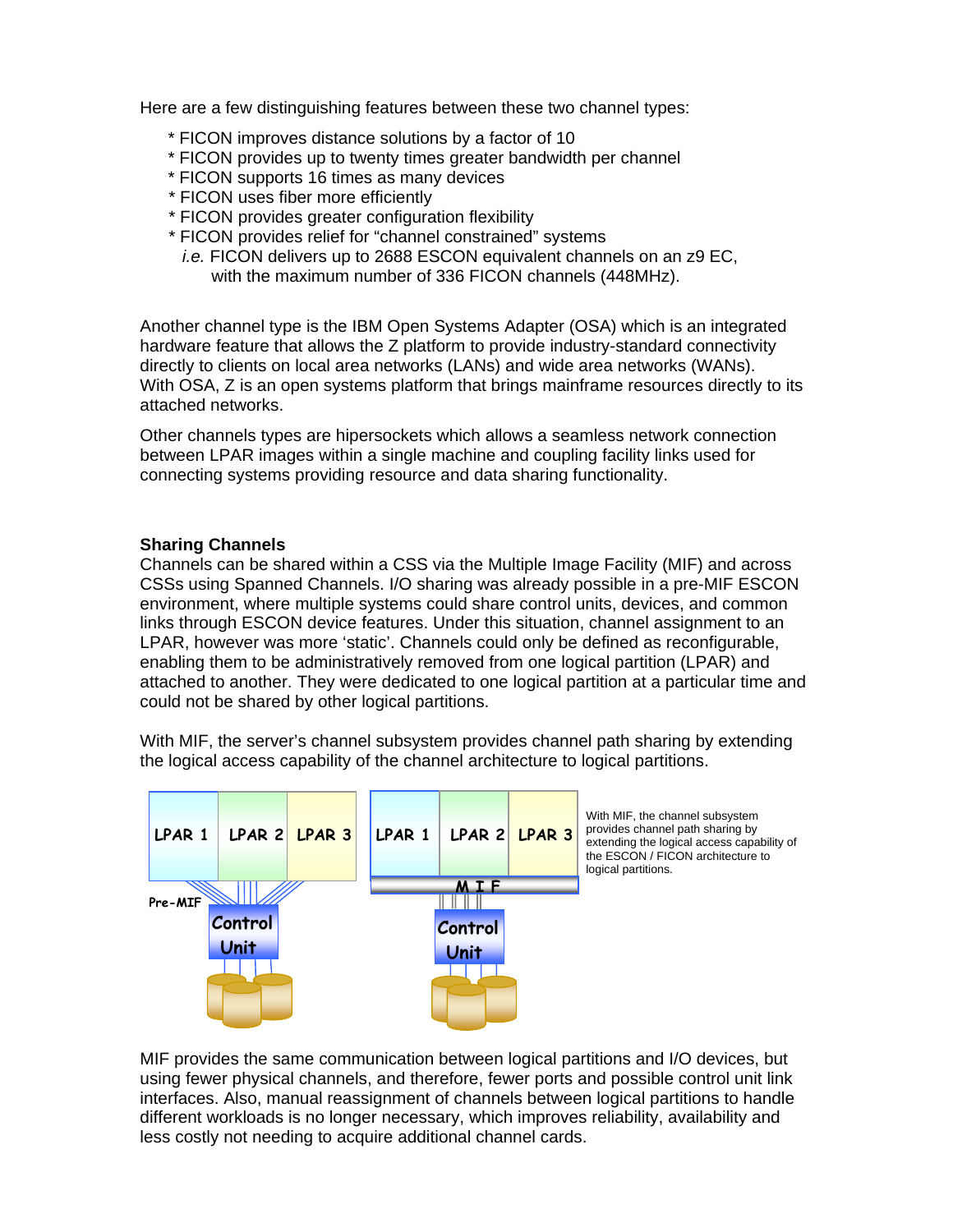Here are a few distinguishing features between these two channel types:

* FICON improves distance solutions by a factor of 10
* FICON provides up to twenty times greater bandwidth per channel
* FICON supports 16 times as many devices
* FICON uses fiber more efficiently
* FICON provides greater configuration flexibility
* FICON provides relief for "channel constrained" systems
  *i.e.* FICON delivers up to 2688 ESCON equivalent channels on an z9 EC, with the maximum number of 336 FICON channels (448MHz).

Another channel type is the IBM Open Systems Adapter (OSA) which is an integrated hardware feature that allows the Z platform to provide industry-standard connectivity directly to clients on local area networks (LANs) and wide area networks (WANs). With OSA, Z is an open systems platform that brings mainframe resources directly to its attached networks.

Other channels types are hipersockets which allows a seamless network connection between LPAR images within a single machine and coupling facility links used for connecting systems providing resource and data sharing functionality.

**Sharing Channels**

Channels can be shared within a CSS via the Multiple Image Facility (MIF) and across CSSs using Spanned Channels. I/O sharing was already possible in a pre-MIF ESCON environment, where multiple systems could share control units, devices, and common links through ESCON device features. Under this situation, channel assignment to an LPAR, however was more 'static'. Channels could only be defined as reconfigurable, enabling them to be administratively removed from one logical partition (LPAR) and attached to another. They were dedicated to one logical partition at a particular time and could not be shared by other logical partitions.

With MIF, the server's channel subsystem provides channel path sharing by extending the logical access capability of the channel architecture to logical partitions.

With MIF, the channel subsystem provides channel path sharing by extending the logical access capability of the ESCON / FICON architecture to logical partitions.

MIF provides the same communication between logical partitions and I/O devices, but using fewer physical channels, and therefore, fewer ports and possible control unit link interfaces. Also, manual reassignment of channels between logical partitions to handle different workloads is no longer necessary, which improves reliability, availability and less costly not needing to acquire additional channel cards.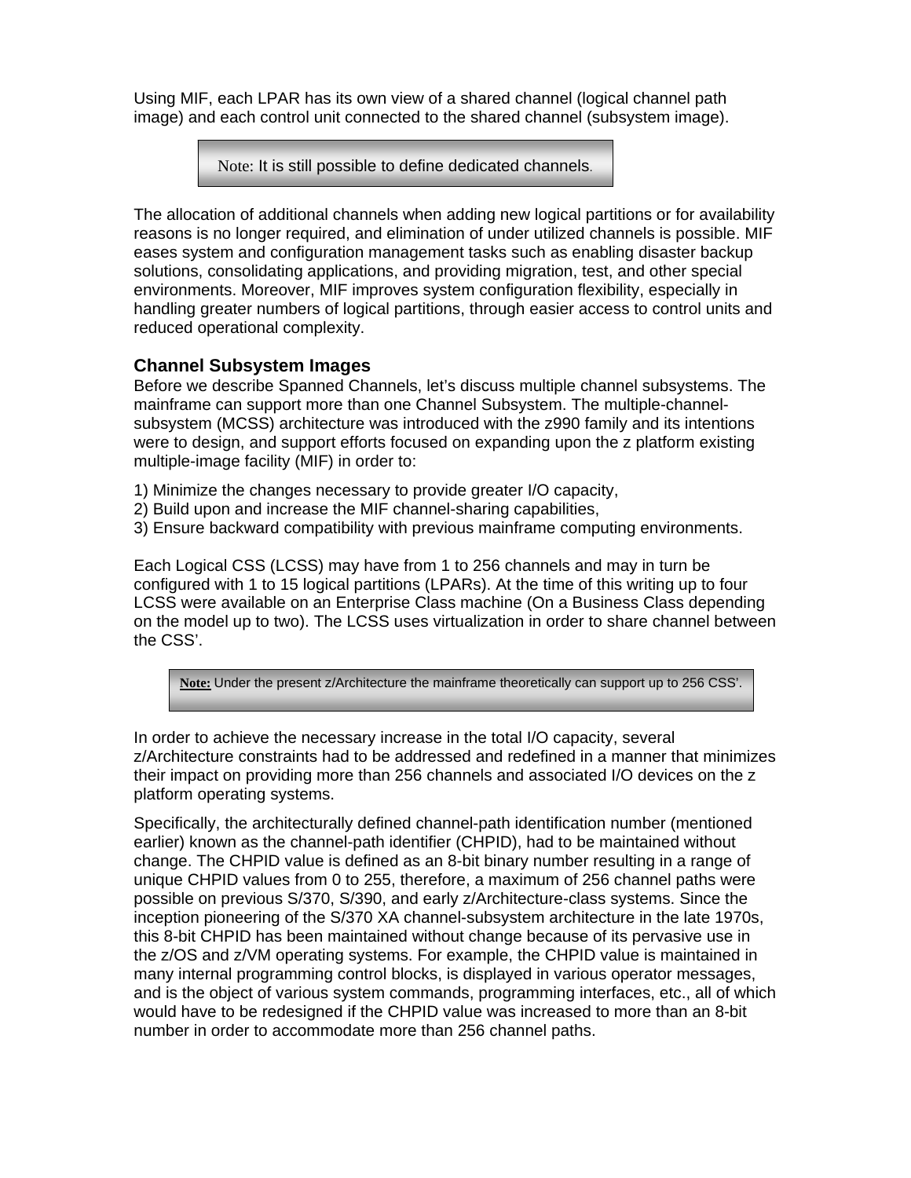Using MIF, each LPAR has its own view of a shared channel (logical channel path image) and each control unit connected to the shared channel (subsystem image).

> Note: It is still possible to define dedicated channels.

The allocation of additional channels when adding new logical partitions or for availability reasons is no longer required, and elimination of under utilized channels is possible. MIF eases system and configuration management tasks such as enabling disaster backup solutions, consolidating applications, and providing migration, test, and other special environments. Moreover, MIF improves system configuration flexibility, especially in handling greater numbers of logical partitions, through easier access to control units and reduced operational complexity.

### Channel Subsystem Images

Before we describe Spanned Channels, let's discuss multiple channel subsystems. The mainframe can support more than one Channel Subsystem. The multiple-channel-subsystem (MCSS) architecture was introduced with the z990 family and its intentions were to design, and support efforts focused on expanding upon the z platform existing multiple-image facility (MIF) in order to:

1) Minimize the changes necessary to provide greater I/O capacity,
2) Build upon and increase the MIF channel-sharing capabilities,
3) Ensure backward compatibility with previous mainframe computing environments.

Each Logical CSS (LCSS) may have from 1 to 256 channels and may in turn be configured with 1 to 15 logical partitions (LPARs). At the time of this writing up to four LCSS were available on an Enterprise Class machine (On a Business Class depending on the model up to two). The LCSS uses virtualization in order to share channel between the CSS'.

> **Note:** Under the present z/Architecture the mainframe theoretically can support up to 256 CSS'.

In order to achieve the necessary increase in the total I/O capacity, several z/Architecture constraints had to be addressed and redefined in a manner that minimizes their impact on providing more than 256 channels and associated I/O devices on the z platform operating systems.

Specifically, the architecturally defined channel-path identification number (mentioned earlier) known as the channel-path identifier (CHPID), had to be maintained without change. The CHPID value is defined as an 8-bit binary number resulting in a range of unique CHPID values from 0 to 255, therefore, a maximum of 256 channel paths were possible on previous S/370, S/390, and early z/Architecture-class systems. Since the inception pioneering of the S/370 XA channel-subsystem architecture in the late 1970s, this 8-bit CHPID has been maintained without change because of its pervasive use in the z/OS and z/VM operating systems. For example, the CHPID value is maintained in many internal programming control blocks, is displayed in various operator messages, and is the object of various system commands, programming interfaces, etc., all of which would have to be redesigned if the CHPID value was increased to more than an 8-bit number in order to accommodate more than 256 channel paths.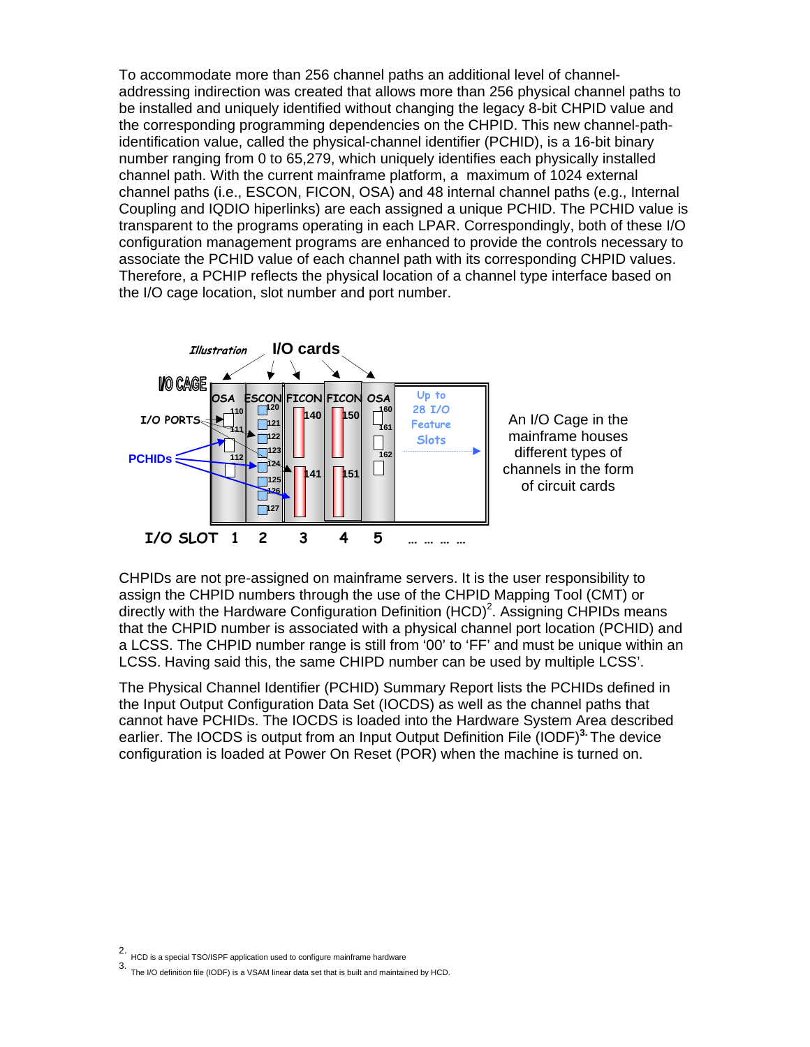To accommodate more than 256 channel paths an additional level of channel-addressing indirection was created that allows more than 256 physical channel paths to be installed and uniquely identified without changing the legacy 8-bit CHPID value and the corresponding programming dependencies on the CHPID. This new channel-path-identification value, called the physical-channel identifier (PCHID), is a 16-bit binary number ranging from 0 to 65,279, which uniquely identifies each physically installed channel path. With the current mainframe platform, a maximum of 1024 external channel paths (i.e., ESCON, FICON, OSA) and 48 internal channel paths (e.g., Internal Coupling and IQDIO hiperlinks) are each assigned a unique PCHID. The PCHID value is transparent to the programs operating in each LPAR. Correspondingly, both of these I/O configuration management programs are enhanced to provide the controls necessary to associate the PCHID value of each channel path with its corresponding CHPID values. Therefore, a PCHIP reflects the physical location of a channel type interface based on the I/O cage location, slot number and port number.

An I/O Cage in the mainframe houses different types of channels in the form of circuit cards

CHPIDs are not pre-assigned on mainframe servers. It is the user responsibility to assign the CHPID numbers through the use of the CHPID Mapping Tool (CMT) or directly with the Hardware Configuration Definition (HCD)[2]. Assigning CHPIDs means that the CHPID number is associated with a physical channel port location (PCHID) and a LCSS. The CHPID number range is still from '00' to 'FF' and must be unique within an LCSS. Having said this, the same CHIPD number can be used by multiple LCSS'.

The Physical Channel Identifier (PCHID) Summary Report lists the PCHIDs defined in the Input Output Configuration Data Set (IOCDS) as well as the channel paths that cannot have PCHIDs. The IOCDS is loaded into the Hardware System Area described earlier. The IOCDS is output from an Input Output Definition File (IODF)[3.] The device configuration is loaded at Power On Reset (POR) when the machine is turned on.

[2] HCD is a special TSO/ISPF application used to configure mainframe hardware

[3] The I/O definition file (IODF) is a VSAM linear data set that is built and maintained by HCD.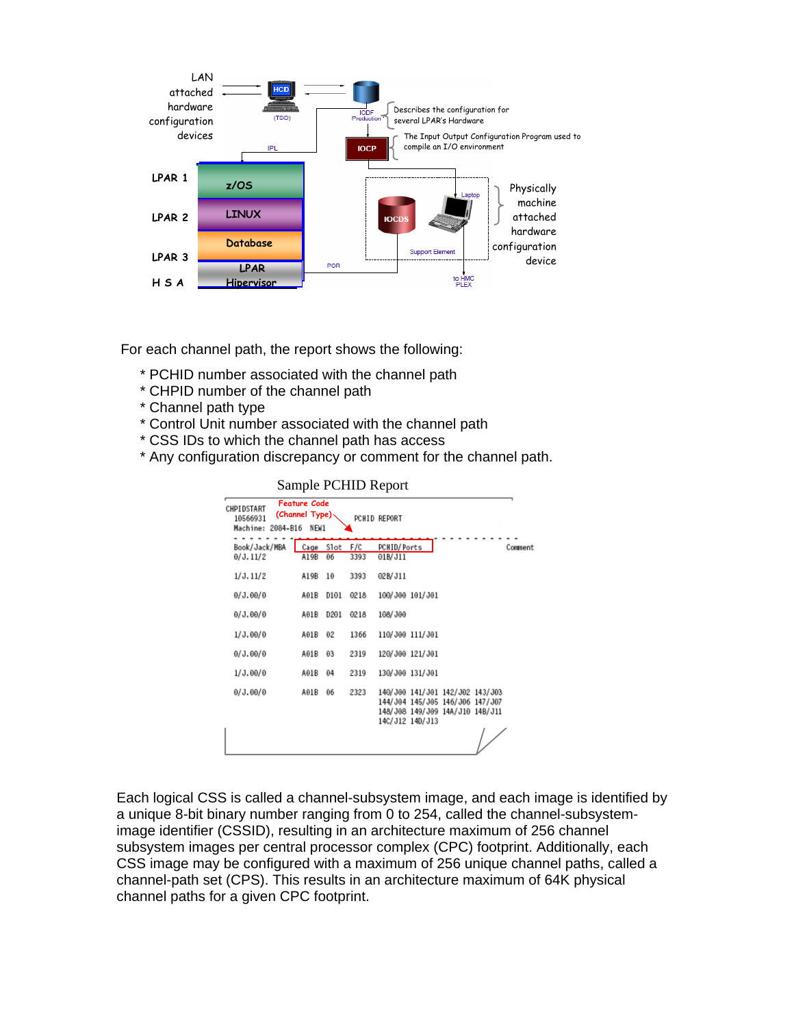LAN attached hardware configuration devices

HCD (TSO)

IODF Production — Describes the configuration for several LPAR's Hardware

IOCP — The Input Output Configuration Program used to compile an I/O environment

IPL

LPAR 1 — z/OS

LPAR 2 — LINUX

LPAR 3 — Database

H S A — LPAR Hipervisor

POR

IOCDS

Laptop

Support Element

Physically machine attached hardware configuration device

to HMC PLEX

For each channel path, the report shows the following:

* PCHID number associated with the channel path
* CHPID number of the channel path
* Channel path type
* Control Unit number associated with the channel path
* CSS IDs to which the channel path has access
* Any configuration discrepancy or comment for the channel path.

Sample PCHID Report

```
CHPIDSTART     Feature Code
 10566931      (Channel Type)       PCHID REPORT
Machine: 2084-B16  NEW1
- - - - - - - - - - - - - - - - - - - - - - - - - - - - - - - - - - -
Book/Jack/MBA   Cage  Slot  F/C   PCHID/Ports                          Comment
0/J.11/2        A19B  06    3393  01B/J11

1/J.11/2        A19B  10    3393  02B/J11

0/J.00/0        A01B  D101  0218  100/J00 101/J01

0/J.00/0        A01B  D201  0218  108/J00

1/J.00/0        A01B  02    1366  110/J00 111/J01

0/J.00/0        A01B  03    2319  120/J00 121/J01

1/J.00/0        A01B  04    2319  130/J00 131/J01

0/J.00/0        A01B  06    2323  140/J00 141/J01 142/J02 143/J03
                                  144/J04 145/J05 146/J06 147/J07
                                  148/J08 149/J09 14A/J10 14B/J11
                                  14C/J12 14D/J13
```

Each logical CSS is called a channel-subsystem image, and each image is identified by a unique 8-bit binary number ranging from 0 to 254, called the channel-subsystem-image identifier (CSSID), resulting in an architecture maximum of 256 channel subsystem images per central processor complex (CPC) footprint. Additionally, each CSS image may be configured with a maximum of 256 unique channel paths, called a channel-path set (CPS). This results in an architecture maximum of 64K physical channel paths for a given CPC footprint.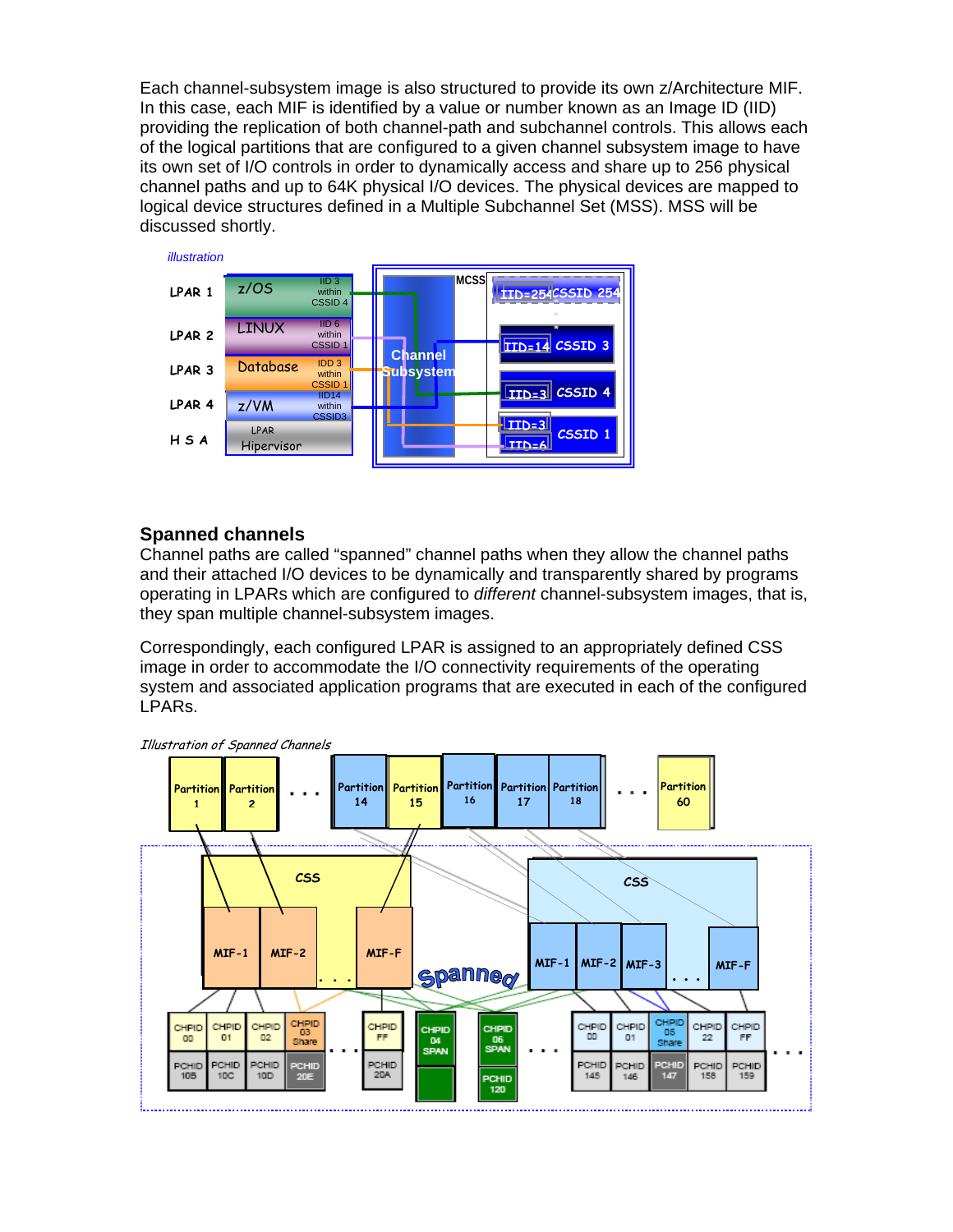Each channel-subsystem image is also structured to provide its own z/Architecture MIF. In this case, each MIF is identified by a value or number known as an Image ID (IID) providing the replication of both channel-path and subchannel controls. This allows each of the logical partitions that are configured to a given channel subsystem image to have its own set of I/O controls in order to dynamically access and share up to 256 physical channel paths and up to 64K physical I/O devices. The physical devices are mapped to logical device structures defined in a Multiple Subchannel Set (MSS). MSS will be discussed shortly.

*illustration*

## Spanned channels

Channel paths are called "spanned" channel paths when they allow the channel paths and their attached I/O devices to be dynamically and transparently shared by programs operating in LPARs which are configured to *different* channel-subsystem images, that is, they span multiple channel-subsystem images.

Correspondingly, each configured LPAR is assigned to an appropriately defined CSS image in order to accommodate the I/O connectivity requirements of the operating system and associated application programs that are executed in each of the configured LPARs.

*Illustration of Spanned Channels*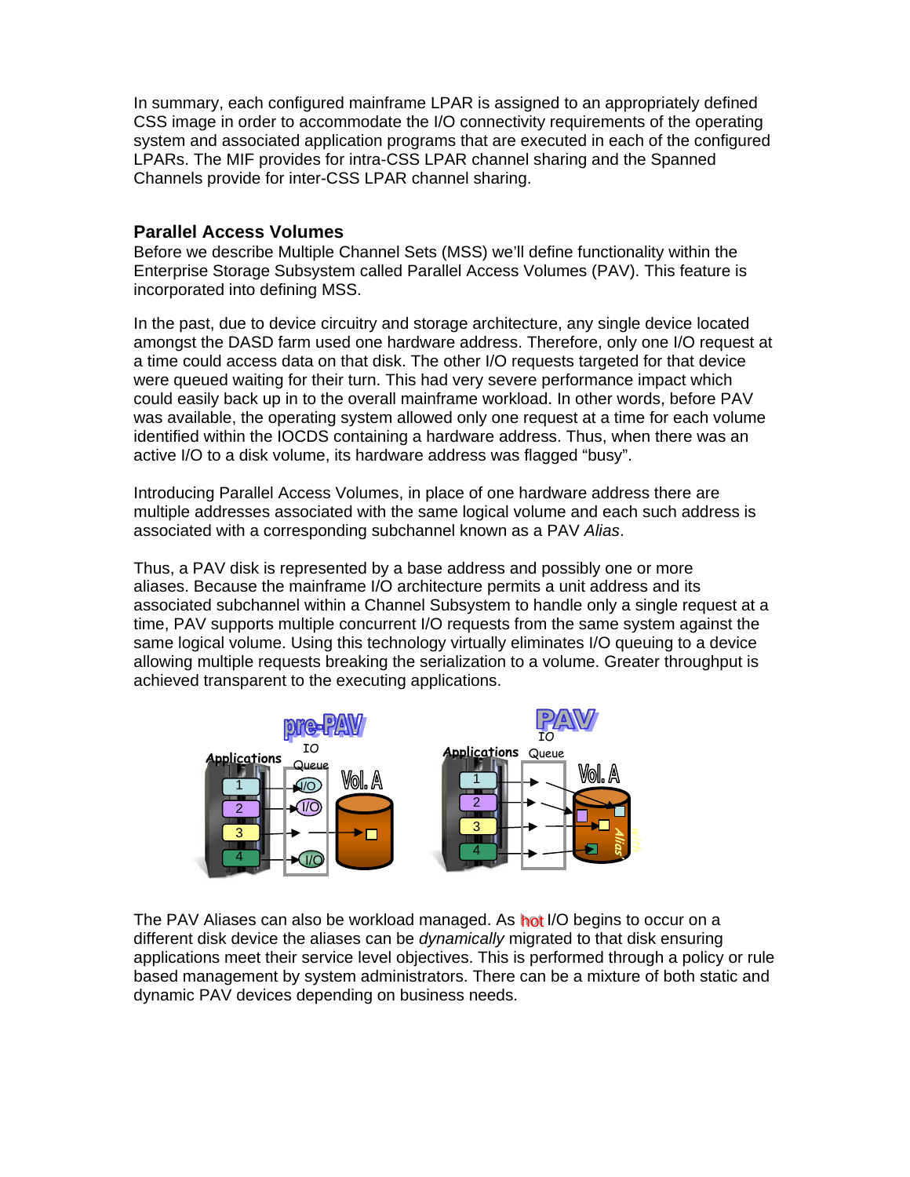In summary, each configured mainframe LPAR is assigned to an appropriately defined CSS image in order to accommodate the I/O connectivity requirements of the operating system and associated application programs that are executed in each of the configured LPARs. The MIF provides for intra-CSS LPAR channel sharing and the Spanned Channels provide for inter-CSS LPAR channel sharing.

## Parallel Access Volumes

Before we describe Multiple Channel Sets (MSS) we'll define functionality within the Enterprise Storage Subsystem called Parallel Access Volumes (PAV). This feature is incorporated into defining MSS.

In the past, due to device circuitry and storage architecture, any single device located amongst the DASD farm used one hardware address. Therefore, only one I/O request at a time could access data on that disk. The other I/O requests targeted for that device were queued waiting for their turn. This had very severe performance impact which could easily back up in to the overall mainframe workload. In other words, before PAV was available, the operating system allowed only one request at a time for each volume identified within the IOCDS containing a hardware address. Thus, when there was an active I/O to a disk volume, its hardware address was flagged "busy".

Introducing Parallel Access Volumes, in place of one hardware address there are multiple addresses associated with the same logical volume and each such address is associated with a corresponding subchannel known as a PAV *Alias*.

Thus, a PAV disk is represented by a base address and possibly one or more aliases. Because the mainframe I/O architecture permits a unit address and its associated subchannel within a Channel Subsystem to handle only a single request at a time, PAV supports multiple concurrent I/O requests from the same system against the same logical volume. Using this technology virtually eliminates I/O queuing to a device allowing multiple requests breaking the serialization to a volume. Greater throughput is achieved transparent to the executing applications.

pre-PAV — Applications 1, 2, 3, 4 — IO Queue (I/O, I/O, I/O) — Vol. A

PAV — Applications 1, 2, 3, 4 — IO Queue — Vol. A — Alias

The PAV Aliases can also be workload managed. As hot I/O begins to occur on a different disk device the aliases can be *dynamically* migrated to that disk ensuring applications meet their service level objectives. This is performed through a policy or rule based management by system administrators. There can be a mixture of both static and dynamic PAV devices depending on business needs.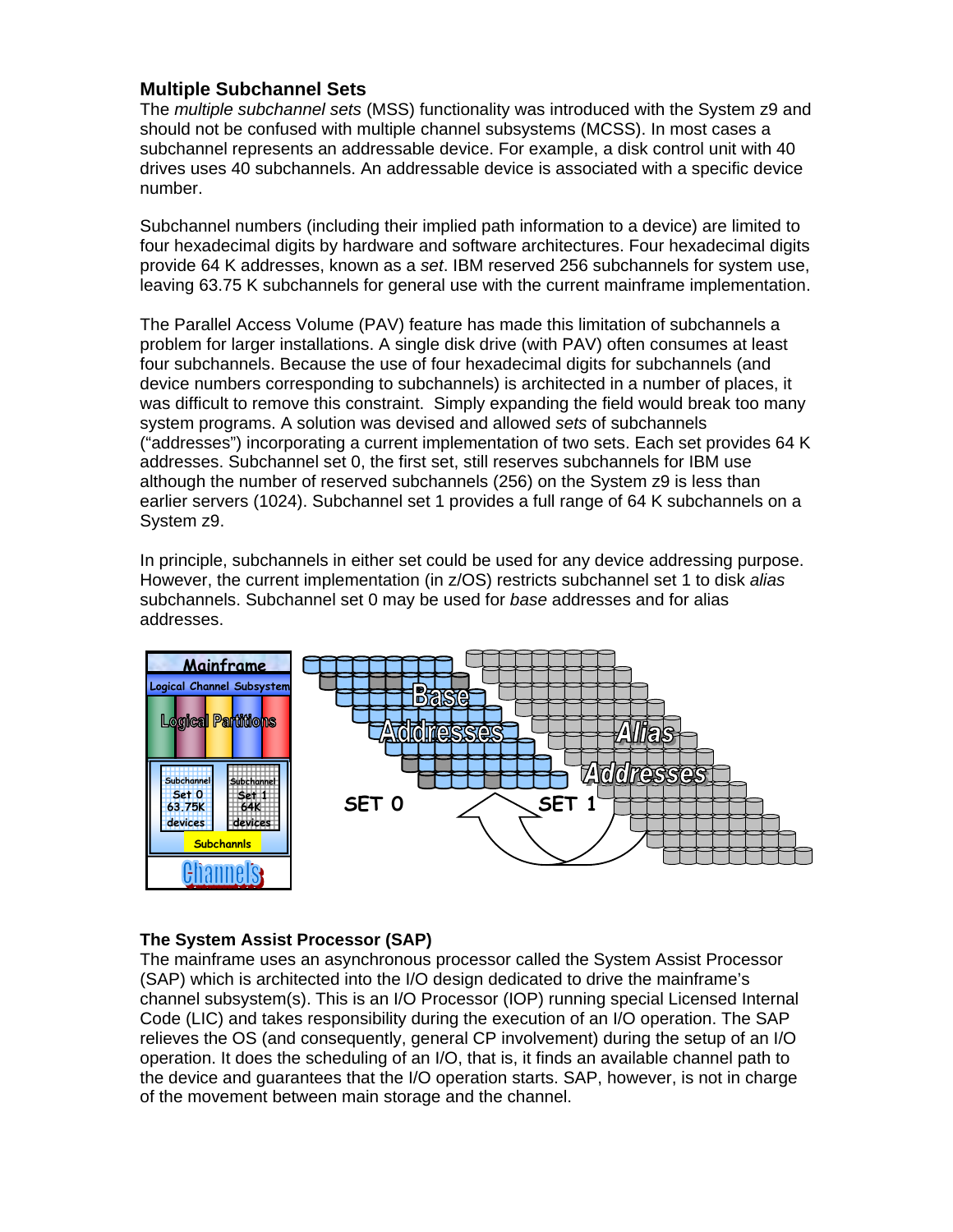## Multiple Subchannel Sets

The *multiple subchannel sets* (MSS) functionality was introduced with the System z9 and should not be confused with multiple channel subsystems (MCSS). In most cases a subchannel represents an addressable device. For example, a disk control unit with 40 drives uses 40 subchannels. An addressable device is associated with a specific device number.

Subchannel numbers (including their implied path information to a device) are limited to four hexadecimal digits by hardware and software architectures. Four hexadecimal digits provide 64 K addresses, known as a *set*. IBM reserved 256 subchannels for system use, leaving 63.75 K subchannels for general use with the current mainframe implementation.

The Parallel Access Volume (PAV) feature has made this limitation of subchannels a problem for larger installations. A single disk drive (with PAV) often consumes at least four subchannels. Because the use of four hexadecimal digits for subchannels (and device numbers corresponding to subchannels) is architected in a number of places, it was difficult to remove this constraint. Simply expanding the field would break too many system programs. A solution was devised and allowed *sets* of subchannels ("addresses") incorporating a current implementation of two sets. Each set provides 64 K addresses. Subchannel set 0, the first set, still reserves subchannels for IBM use although the number of reserved subchannels (256) on the System z9 is less than earlier servers (1024). Subchannel set 1 provides a full range of 64 K subchannels on a System z9.

In principle, subchannels in either set could be used for any device addressing purpose. However, the current implementation (in z/OS) restricts subchannel set 1 to disk *alias* subchannels. Subchannel set 0 may be used for *base* addresses and for alias addresses.

## The System Assist Processor (SAP)

The mainframe uses an asynchronous processor called the System Assist Processor (SAP) which is architected into the I/O design dedicated to drive the mainframe's channel subsystem(s). This is an I/O Processor (IOP) running special Licensed Internal Code (LIC) and takes responsibility during the execution of an I/O operation. The SAP relieves the OS (and consequently, general CP involvement) during the setup of an I/O operation. It does the scheduling of an I/O, that is, it finds an available channel path to the device and guarantees that the I/O operation starts. SAP, however, is not in charge of the movement between main storage and the channel.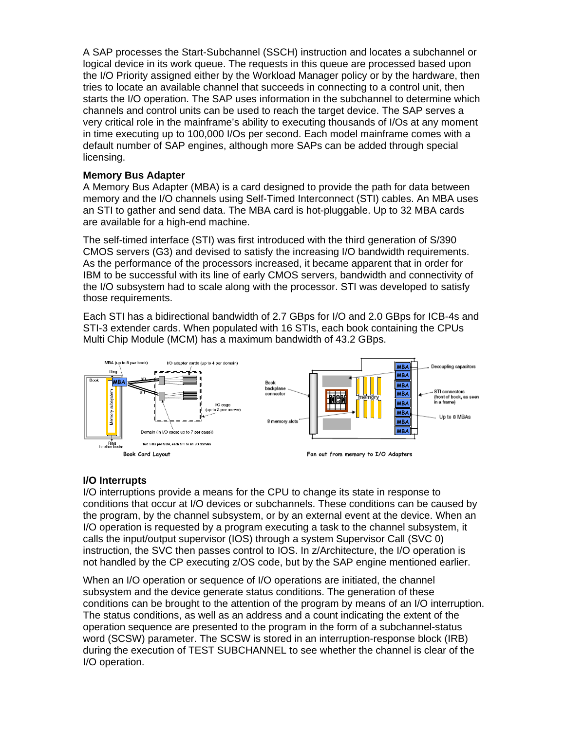A SAP processes the Start-Subchannel (SSCH) instruction and locates a subchannel or logical device in its work queue. The requests in this queue are processed based upon the I/O Priority assigned either by the Workload Manager policy or by the hardware, then tries to locate an available channel that succeeds in connecting to a control unit, then starts the I/O operation. The SAP uses information in the subchannel to determine which channels and control units can be used to reach the target device. The SAP serves a very critical role in the mainframe's ability to executing thousands of I/Os at any moment in time executing up to 100,000 I/Os per second. Each model mainframe comes with a default number of SAP engines, although more SAPs can be added through special licensing.

**Memory Bus Adapter**

A Memory Bus Adapter (MBA) is a card designed to provide the path for data between memory and the I/O channels using Self-Timed Interconnect (STI) cables. An MBA uses an STI to gather and send data. The MBA card is hot-pluggable. Up to 32 MBA cards are available for a high-end machine.

The self-timed interface (STI) was first introduced with the third generation of S/390 CMOS servers (G3) and devised to satisfy the increasing I/O bandwidth requirements. As the performance of the processors increased, it became apparent that in order for IBM to be successful with its line of early CMOS servers, bandwidth and connectivity of the I/O subsystem had to scale along with the processor. STI was developed to satisfy those requirements.

Each STI has a bidirectional bandwidth of 2.7 GBps for I/O and 2.0 GBps for ICB-4s and STI-3 extender cards. When populated with 16 STIs, each book containing the CPUs Multi Chip Module (MCM) has a maximum bandwidth of 43.2 GBps.

Book Card Layout

Fan out from memory to I/O Adapters

**I/O Interrupts**

I/O interruptions provide a means for the CPU to change its state in response to conditions that occur at I/O devices or subchannels. These conditions can be caused by the program, by the channel subsystem, or by an external event at the device. When an I/O operation is requested by a program executing a task to the channel subsystem, it calls the input/output supervisor (IOS) through a system Supervisor Call (SVC 0) instruction, the SVC then passes control to IOS. In z/Architecture, the I/O operation is not handled by the CP executing z/OS code, but by the SAP engine mentioned earlier.

When an I/O operation or sequence of I/O operations are initiated, the channel subsystem and the device generate status conditions. The generation of these conditions can be brought to the attention of the program by means of an I/O interruption. The status conditions, as well as an address and a count indicating the extent of the operation sequence are presented to the program in the form of a subchannel-status word (SCSW) parameter. The SCSW is stored in an interruption-response block (IRB) during the execution of TEST SUBCHANNEL to see whether the channel is clear of the I/O operation.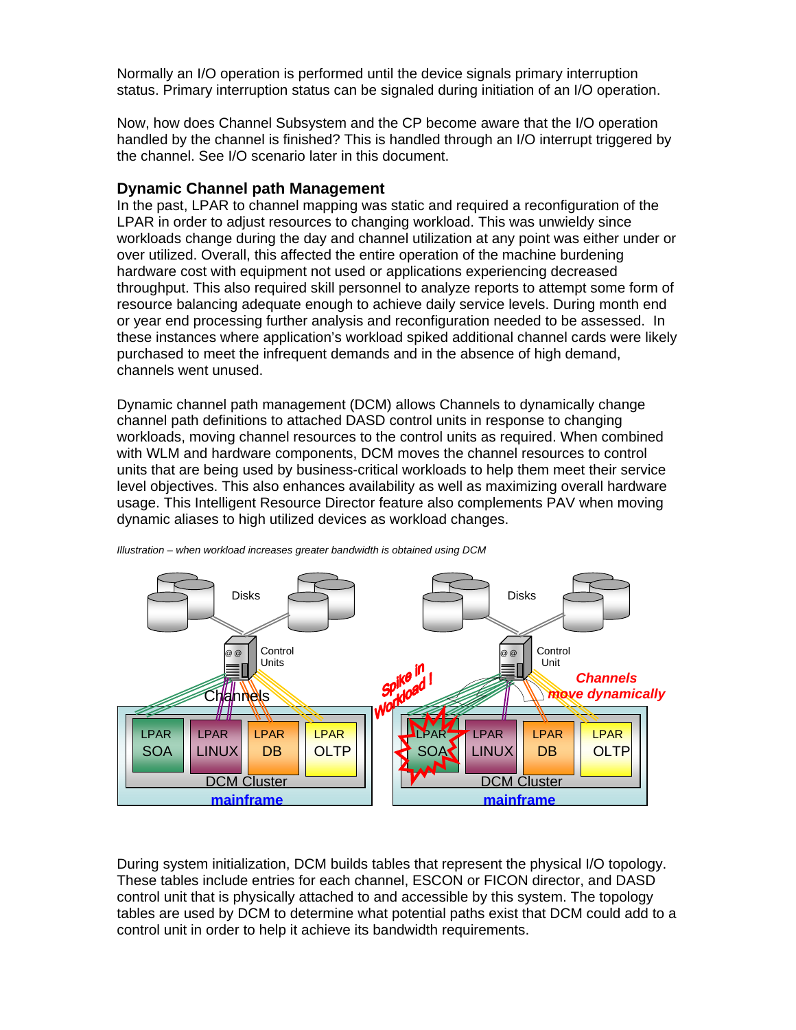Normally an I/O operation is performed until the device signals primary interruption status. Primary interruption status can be signaled during initiation of an I/O operation.

Now, how does Channel Subsystem and the CP become aware that the I/O operation handled by the channel is finished? This is handled through an I/O interrupt triggered by the channel. See I/O scenario later in this document.

### Dynamic Channel path Management

In the past, LPAR to channel mapping was static and required a reconfiguration of the LPAR in order to adjust resources to changing workload. This was unwieldy since workloads change during the day and channel utilization at any point was either under or over utilized. Overall, this affected the entire operation of the machine burdening hardware cost with equipment not used or applications experiencing decreased throughput. This also required skill personnel to analyze reports to attempt some form of resource balancing adequate enough to achieve daily service levels. During month end or year end processing further analysis and reconfiguration needed to be assessed. In these instances where application's workload spiked additional channel cards were likely purchased to meet the infrequent demands and in the absence of high demand, channels went unused.

Dynamic channel path management (DCM) allows Channels to dynamically change channel path definitions to attached DASD control units in response to changing workloads, moving channel resources to the control units as required. When combined with WLM and hardware components, DCM moves the channel resources to control units that are being used by business-critical workloads to help them meet their service level objectives. This also enhances availability as well as maximizing overall hardware usage. This Intelligent Resource Director feature also complements PAV when moving dynamic aliases to high utilized devices as workload changes.

*Illustration – when workload increases greater bandwidth is obtained using DCM*

During system initialization, DCM builds tables that represent the physical I/O topology. These tables include entries for each channel, ESCON or FICON director, and DASD control unit that is physically attached to and accessible by this system. The topology tables are used by DCM to determine what potential paths exist that DCM could add to a control unit in order to help it achieve its bandwidth requirements.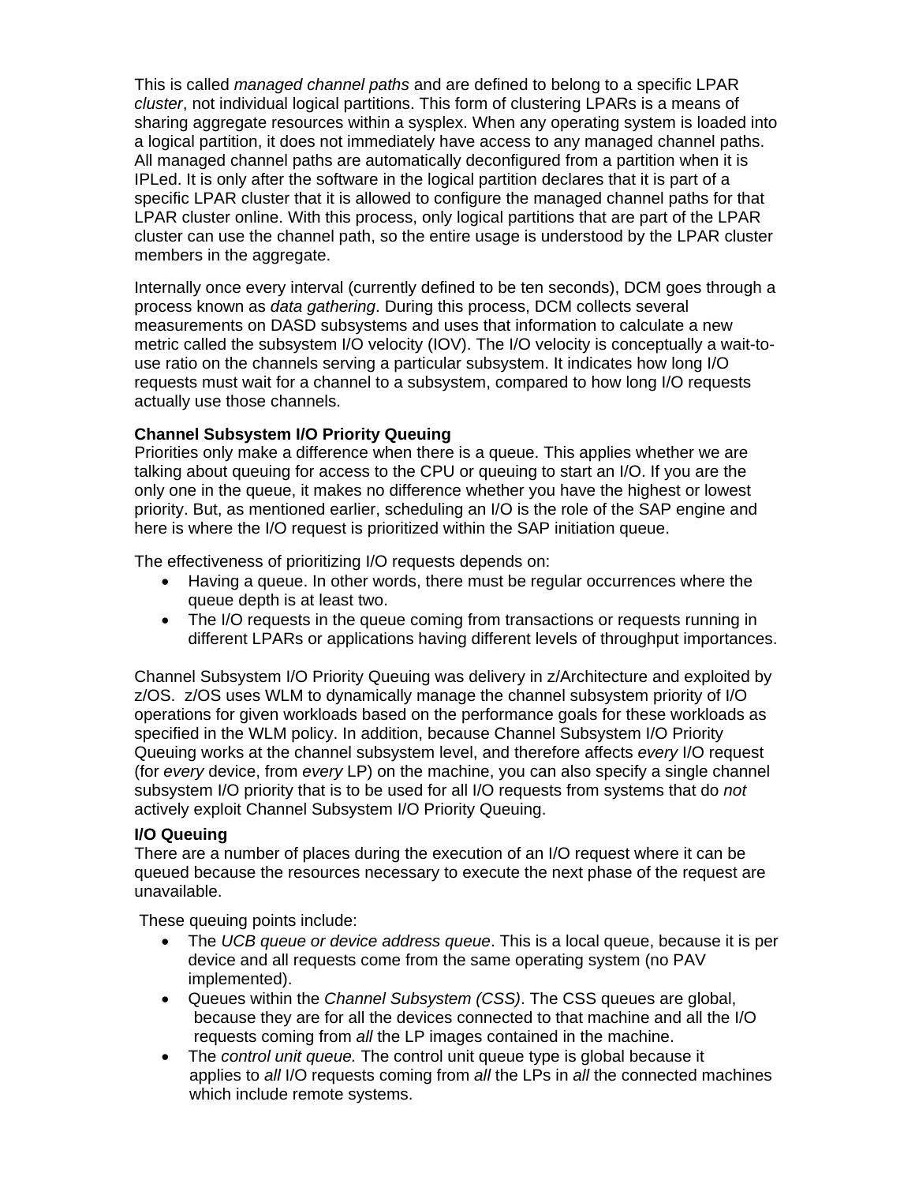This is called *managed channel paths* and are defined to belong to a specific LPAR *cluster*, not individual logical partitions. This form of clustering LPARs is a means of sharing aggregate resources within a sysplex. When any operating system is loaded into a logical partition, it does not immediately have access to any managed channel paths. All managed channel paths are automatically deconfigured from a partition when it is IPLed. It is only after the software in the logical partition declares that it is part of a specific LPAR cluster that it is allowed to configure the managed channel paths for that LPAR cluster online. With this process, only logical partitions that are part of the LPAR cluster can use the channel path, so the entire usage is understood by the LPAR cluster members in the aggregate.

Internally once every interval (currently defined to be ten seconds), DCM goes through a process known as *data gathering*. During this process, DCM collects several measurements on DASD subsystems and uses that information to calculate a new metric called the subsystem I/O velocity (IOV). The I/O velocity is conceptually a wait-to-use ratio on the channels serving a particular subsystem. It indicates how long I/O requests must wait for a channel to a subsystem, compared to how long I/O requests actually use those channels.

**Channel Subsystem I/O Priority Queuing**

Priorities only make a difference when there is a queue. This applies whether we are talking about queuing for access to the CPU or queuing to start an I/O. If you are the only one in the queue, it makes no difference whether you have the highest or lowest priority. But, as mentioned earlier, scheduling an I/O is the role of the SAP engine and here is where the I/O request is prioritized within the SAP initiation queue.

The effectiveness of prioritizing I/O requests depends on:

- Having a queue. In other words, there must be regular occurrences where the queue depth is at least two.
- The I/O requests in the queue coming from transactions or requests running in different LPARs or applications having different levels of throughput importances.

Channel Subsystem I/O Priority Queuing was delivery in z/Architecture and exploited by z/OS. z/OS uses WLM to dynamically manage the channel subsystem priority of I/O operations for given workloads based on the performance goals for these workloads as specified in the WLM policy. In addition, because Channel Subsystem I/O Priority Queuing works at the channel subsystem level, and therefore affects *every* I/O request (for *every* device, from *every* LP) on the machine, you can also specify a single channel subsystem I/O priority that is to be used for all I/O requests from systems that do *not* actively exploit Channel Subsystem I/O Priority Queuing.

**I/O Queuing**

There are a number of places during the execution of an I/O request where it can be queued because the resources necessary to execute the next phase of the request are unavailable.

These queuing points include:

- The *UCB queue or device address queue*. This is a local queue, because it is per device and all requests come from the same operating system (no PAV implemented).
- Queues within the *Channel Subsystem (CSS)*. The CSS queues are global, because they are for all the devices connected to that machine and all the I/O requests coming from *all* the LP images contained in the machine.
- The *control unit queue.* The control unit queue type is global because it applies to *all* I/O requests coming from *all* the LPs in *all* the connected machines which include remote systems.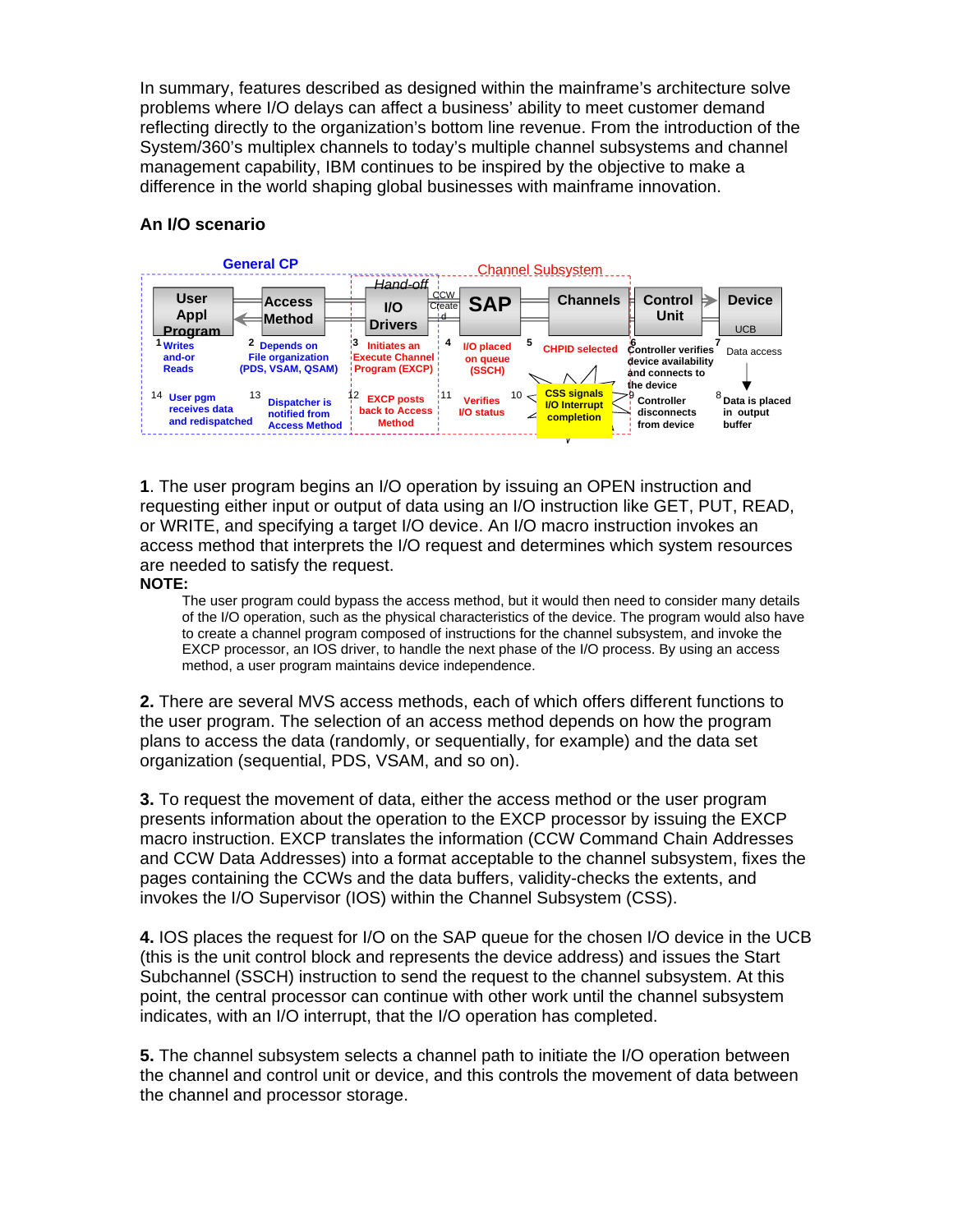In summary, features described as designed within the mainframe's architecture solve problems where I/O delays can affect a business' ability to meet customer demand reflecting directly to the organization's bottom line revenue. From the introduction of the System/360's multiplex channels to today's multiple channel subsystems and channel management capability, IBM continues to be inspired by the objective to make a difference in the world shaping global businesses with mainframe innovation.

### An I/O scenario

**1**. The user program begins an I/O operation by issuing an OPEN instruction and requesting either input or output of data using an I/O instruction like GET, PUT, READ, or WRITE, and specifying a target I/O device. An I/O macro instruction invokes an access method that interprets the I/O request and determines which system resources are needed to satisfy the request.

**NOTE:**

> The user program could bypass the access method, but it would then need to consider many details of the I/O operation, such as the physical characteristics of the device. The program would also have to create a channel program composed of instructions for the channel subsystem, and invoke the EXCP processor, an IOS driver, to handle the next phase of the I/O process. By using an access method, a user program maintains device independence.

**2.** There are several MVS access methods, each of which offers different functions to the user program. The selection of an access method depends on how the program plans to access the data (randomly, or sequentially, for example) and the data set organization (sequential, PDS, VSAM, and so on).

**3.** To request the movement of data, either the access method or the user program presents information about the operation to the EXCP processor by issuing the EXCP macro instruction. EXCP translates the information (CCW Command Chain Addresses and CCW Data Addresses) into a format acceptable to the channel subsystem, fixes the pages containing the CCWs and the data buffers, validity-checks the extents, and invokes the I/O Supervisor (IOS) within the Channel Subsystem (CSS).

**4.** IOS places the request for I/O on the SAP queue for the chosen I/O device in the UCB (this is the unit control block and represents the device address) and issues the Start Subchannel (SSCH) instruction to send the request to the channel subsystem. At this point, the central processor can continue with other work until the channel subsystem indicates, with an I/O interrupt, that the I/O operation has completed.

**5.** The channel subsystem selects a channel path to initiate the I/O operation between the channel and control unit or device, and this controls the movement of data between the channel and processor storage.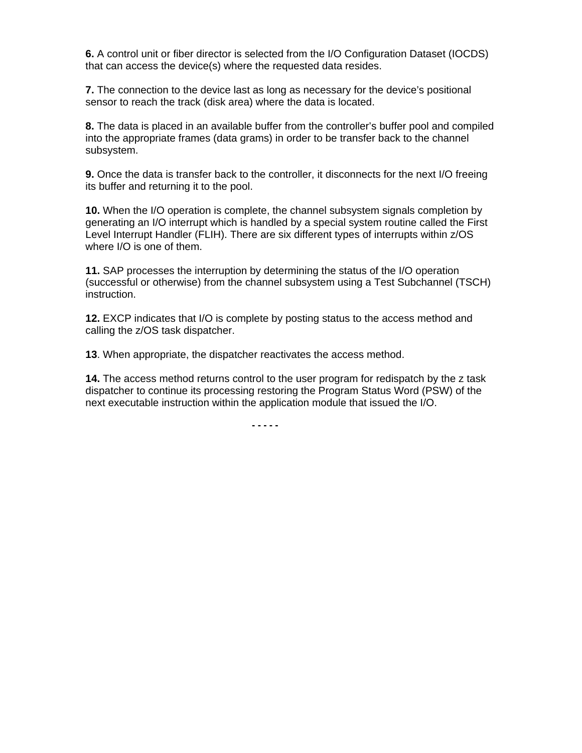**6.** A control unit or fiber director is selected from the I/O Configuration Dataset (IOCDS) that can access the device(s) where the requested data resides.

**7.** The connection to the device last as long as necessary for the device's positional sensor to reach the track (disk area) where the data is located.

**8.** The data is placed in an available buffer from the controller's buffer pool and compiled into the appropriate frames (data grams) in order to be transfer back to the channel subsystem.

**9.** Once the data is transfer back to the controller, it disconnects for the next I/O freeing its buffer and returning it to the pool.

**10.** When the I/O operation is complete, the channel subsystem signals completion by generating an I/O interrupt which is handled by a special system routine called the First Level Interrupt Handler (FLIH). There are six different types of interrupts within z/OS where I/O is one of them.

**11.** SAP processes the interruption by determining the status of the I/O operation (successful or otherwise) from the channel subsystem using a Test Subchannel (TSCH) instruction.

**12.** EXCP indicates that I/O is complete by posting status to the access method and calling the z/OS task dispatcher.

**13**. When appropriate, the dispatcher reactivates the access method.

**14.** The access method returns control to the user program for redispatch by the z task dispatcher to continue its processing restoring the Program Status Word (PSW) of the next executable instruction within the application module that issued the I/O.

- - - - -